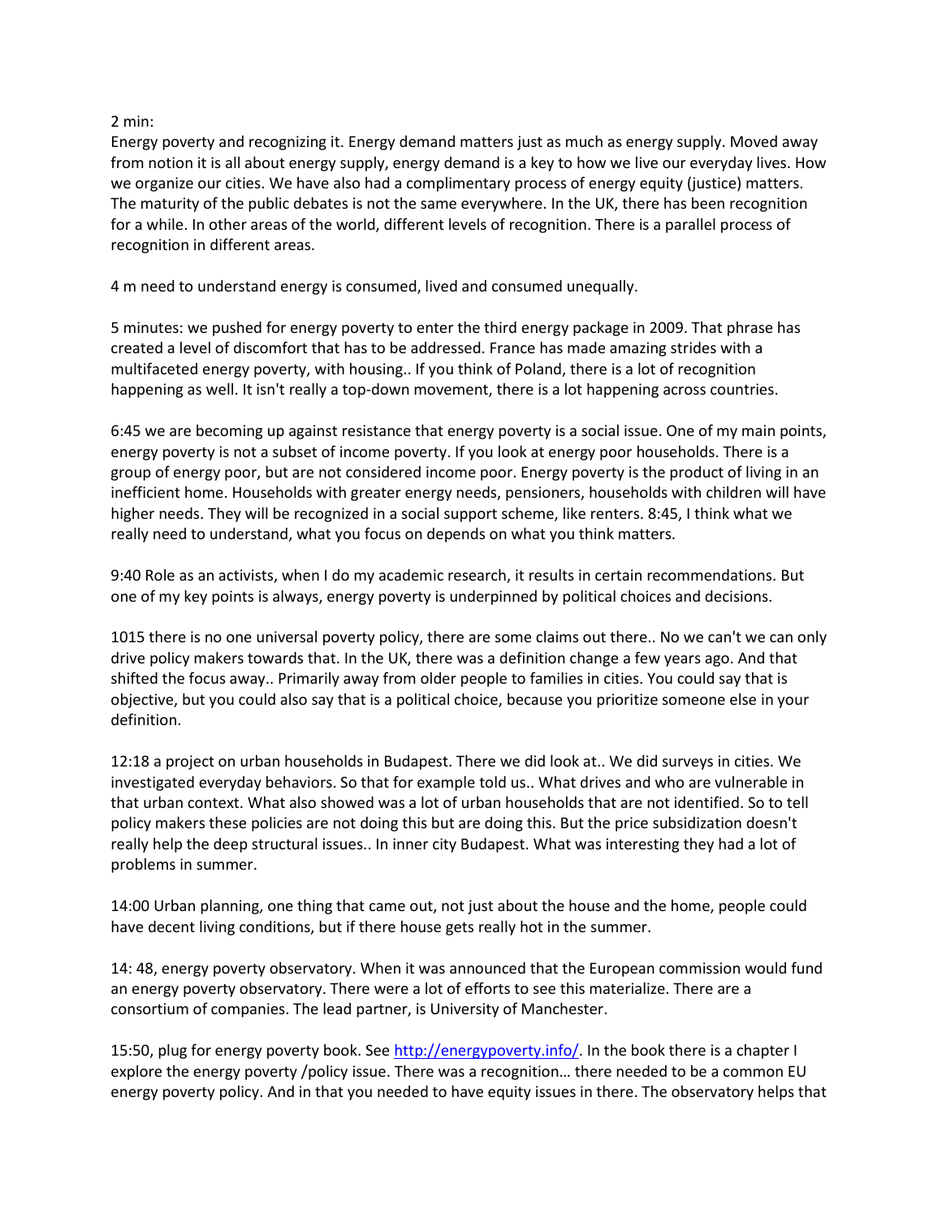2 min:
Energy poverty and recognizing it. Energy demand matters just as much as energy supply. Moved away from notion it is all about energy supply, energy demand is a key to how we live our everyday lives. How we organize our cities. We have also had a complimentary process of energy equity (justice) matters. The maturity of the public debates is not the same everywhere. In the UK, there has been recognition for a while. In other areas of the world, different levels of recognition. There is a parallel process of recognition in different areas.

4 m need to understand energy is consumed, lived and consumed unequally.

5 minutes: we pushed for energy poverty to enter the third energy package in 2009. That phrase has created a level of discomfort that has to be addressed. France has made amazing strides with a multifaceted energy poverty, with housing.. If you think of Poland, there is a lot of recognition happening as well. It isn't really a top-down movement, there is a lot happening across countries.

6:45 we are becoming up against resistance that energy poverty is a social issue. One of my main points, energy poverty is not a subset of income poverty. If you look at energy poor households. There is a group of energy poor, but are not considered income poor. Energy poverty is the product of living in an inefficient home. Households with greater energy needs, pensioners, households with children will have higher needs. They will be recognized in a social support scheme, like renters. 8:45, I think what we really need to understand, what you focus on depends on what you think matters.

9:40 Role as an activists, when I do my academic research, it results in certain recommendations. But one of my key points is always, energy poverty is underpinned by political choices and decisions.

1015 there is no one universal poverty policy, there are some claims out there.. No we can't we can only drive policy makers towards that. In the UK, there was a definition change a few years ago. And that shifted the focus away.. Primarily away from older people to families in cities. You could say that is objective, but you could also say that is a political choice, because you prioritize someone else in your definition.

12:18 a project on urban households in Budapest. There we did look at.. We did surveys in cities. We investigated everyday behaviors. So that for example told us.. What drives and who are vulnerable in that urban context. What also showed was a lot of urban households that are not identified. So to tell policy makers these policies are not doing this but are doing this. But the price subsidization doesn't really help the deep structural issues.. In inner city Budapest. What was interesting they had a lot of problems in summer.

14:00 Urban planning, one thing that came out, not just about the house and the home, people could have decent living conditions, but if there house gets really hot in the summer.

14: 48, energy poverty observatory. When it was announced that the European commission would fund an energy poverty observatory. There were a lot of efforts to see this materialize. There are a consortium of companies. The lead partner, is University of Manchester.

15:50, plug for energy poverty book. See http://energypoverty.info/. In the book there is a chapter I explore the energy poverty /policy issue. There was a recognition… there needed to be a common EU energy poverty policy. And in that you needed to have equity issues in there. The observatory helps that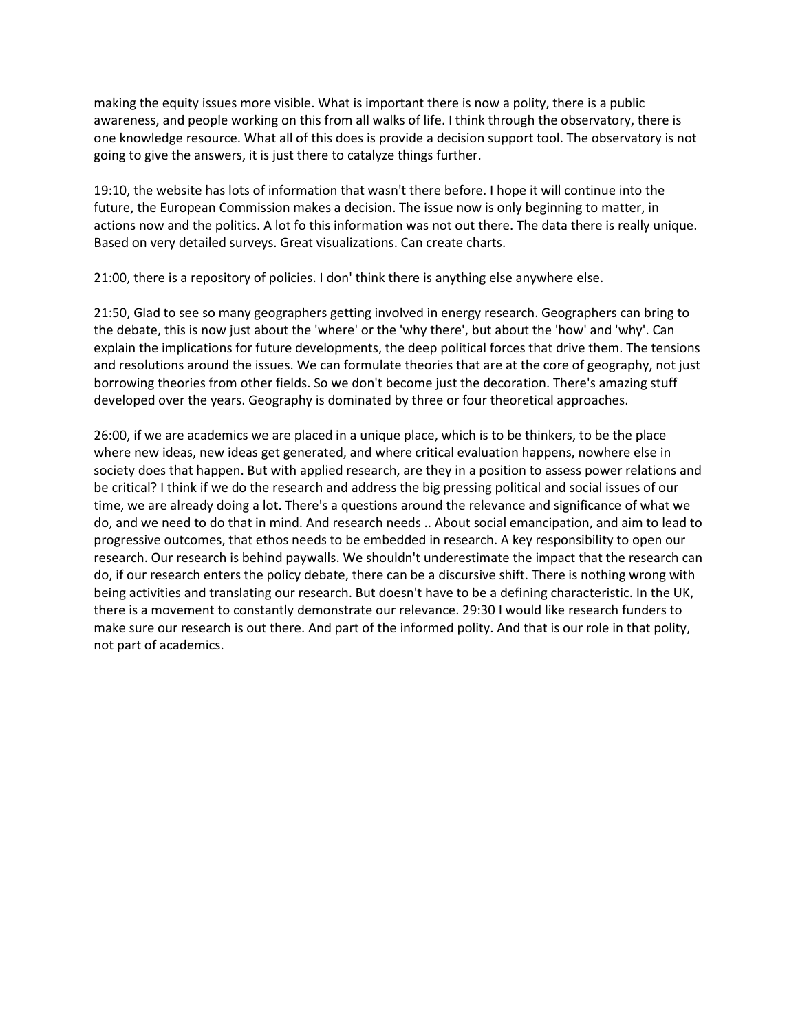making the equity issues more visible. What is important there is now a polity, there is a public awareness, and people working on this from all walks of life. I think through the observatory, there is one knowledge resource. What all of this does is provide a decision support tool. The observatory is not going to give the answers, it is just there to catalyze things further.

19:10, the website has lots of information that wasn't there before. I hope it will continue into the future, the European Commission makes a decision. The issue now is only beginning to matter, in actions now and the politics. A lot fo this information was not out there. The data there is really unique. Based on very detailed surveys. Great visualizations. Can create charts.

21:00, there is a repository of policies. I don' think there is anything else anywhere else.

21:50, Glad to see so many geographers getting involved in energy research. Geographers can bring to the debate, this is now just about the 'where' or the 'why there', but about the 'how' and 'why'. Can explain the implications for future developments, the deep political forces that drive them. The tensions and resolutions around the issues. We can formulate theories that are at the core of geography, not just borrowing theories from other fields. So we don't become just the decoration. There's amazing stuff developed over the years. Geography is dominated by three or four theoretical approaches.

26:00, if we are academics we are placed in a unique place, which is to be thinkers, to be the place where new ideas, new ideas get generated, and where critical evaluation happens, nowhere else in society does that happen. But with applied research, are they in a position to assess power relations and be critical? I think if we do the research and address the big pressing political and social issues of our time, we are already doing a lot. There's a questions around the relevance and significance of what we do, and we need to do that in mind. And research needs .. About social emancipation, and aim to lead to progressive outcomes, that ethos needs to be embedded in research. A key responsibility to open our research. Our research is behind paywalls. We shouldn't underestimate the impact that the research can do, if our research enters the policy debate, there can be a discursive shift. There is nothing wrong with being activities and translating our research. But doesn't have to be a defining characteristic. In the UK, there is a movement to constantly demonstrate our relevance. 29:30 I would like research funders to make sure our research is out there. And part of the informed polity. And that is our role in that polity, not part of academics.